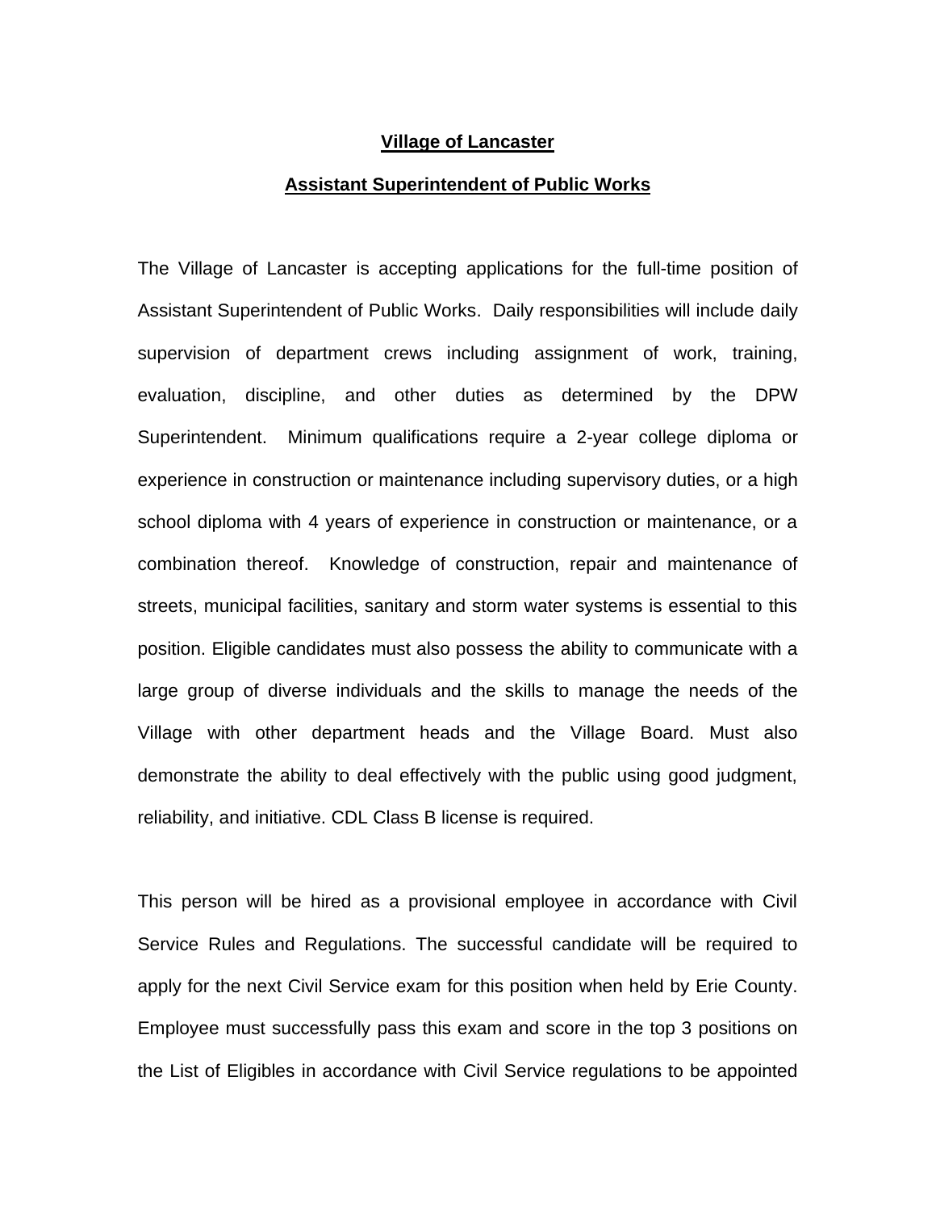# Village of Lancaster

## Assistant Superintendent of Public Works

The Village of Lancaster is accepting applications for the full-time position of Assistant Superintendent of Public Works. Daily responsibilities will include daily supervision of department crews including assignment of work, training, evaluation, discipline, and other duties as determined by the DPW Superintendent. Minimum qualifications require a 2-year college diploma or experience in construction or maintenance including supervisory duties, or a high school diploma with 4 years of experience in construction or maintenance, or a combination thereof. Knowledge of construction, repair and maintenance of streets, municipal facilities, sanitary and storm water systems is essential to this position. Eligible candidates must also possess the ability to communicate with a large group of diverse individuals and the skills to manage the needs of the Village with other department heads and the Village Board. Must also demonstrate the ability to deal effectively with the public using good judgment, reliability, and initiative. CDL Class B license is required.

This person will be hired as a provisional employee in accordance with Civil Service Rules and Regulations. The successful candidate will be required to apply for the next Civil Service exam for this position when held by Erie County. Employee must successfully pass this exam and score in the top 3 positions on the List of Eligibles in accordance with Civil Service regulations to be appointed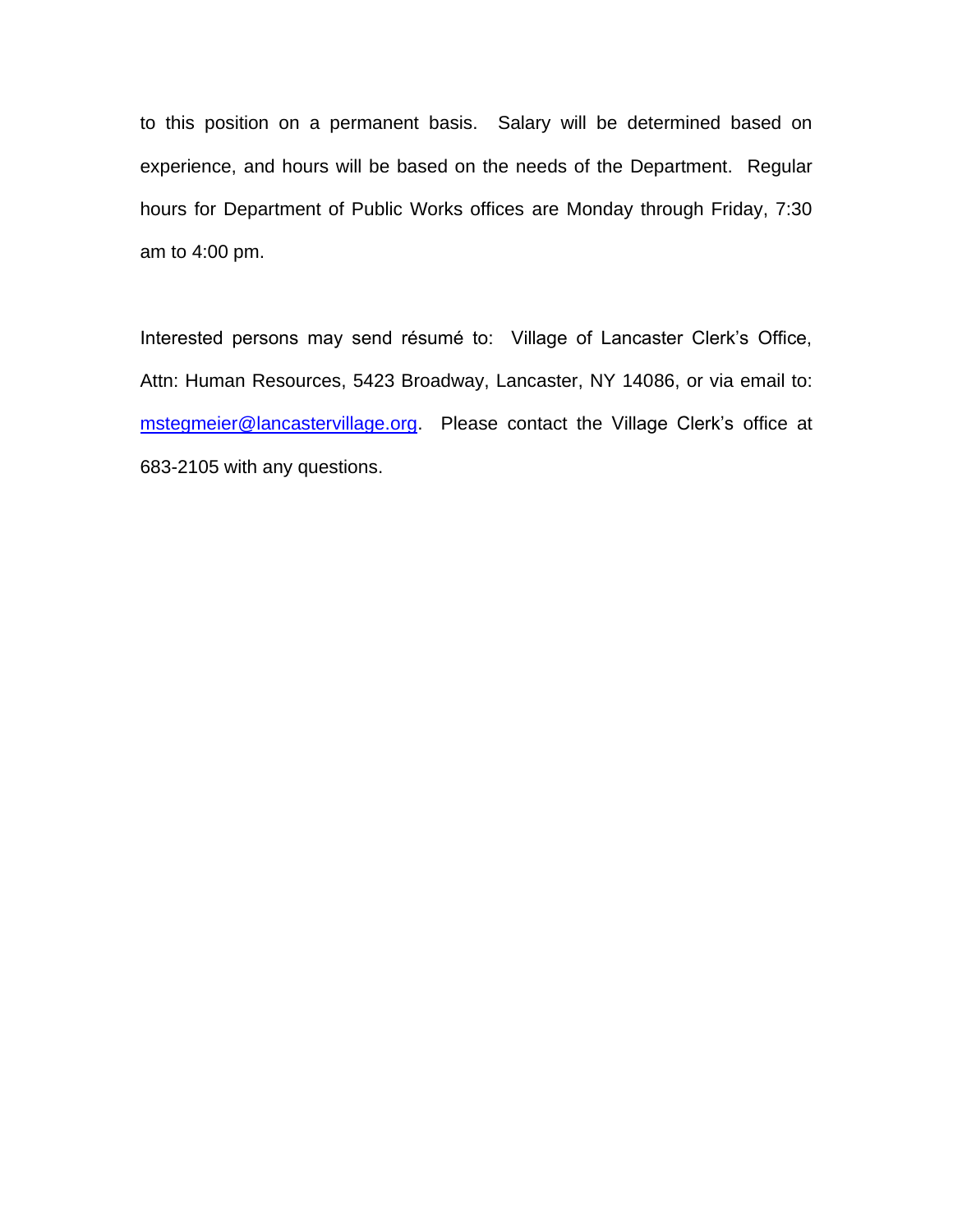to this position on a permanent basis. Salary will be determined based on experience, and hours will be based on the needs of the Department. Regular hours for Department of Public Works offices are Monday through Friday, 7:30 am to 4:00 pm.

Interested persons may send résumé to: Village of Lancaster Clerk's Office, Attn: Human Resources, 5423 Broadway, Lancaster, NY 14086, or via email to: mstegmeier@lancastervillage.org. Please contact the Village Clerk's office at 683-2105 with any questions.